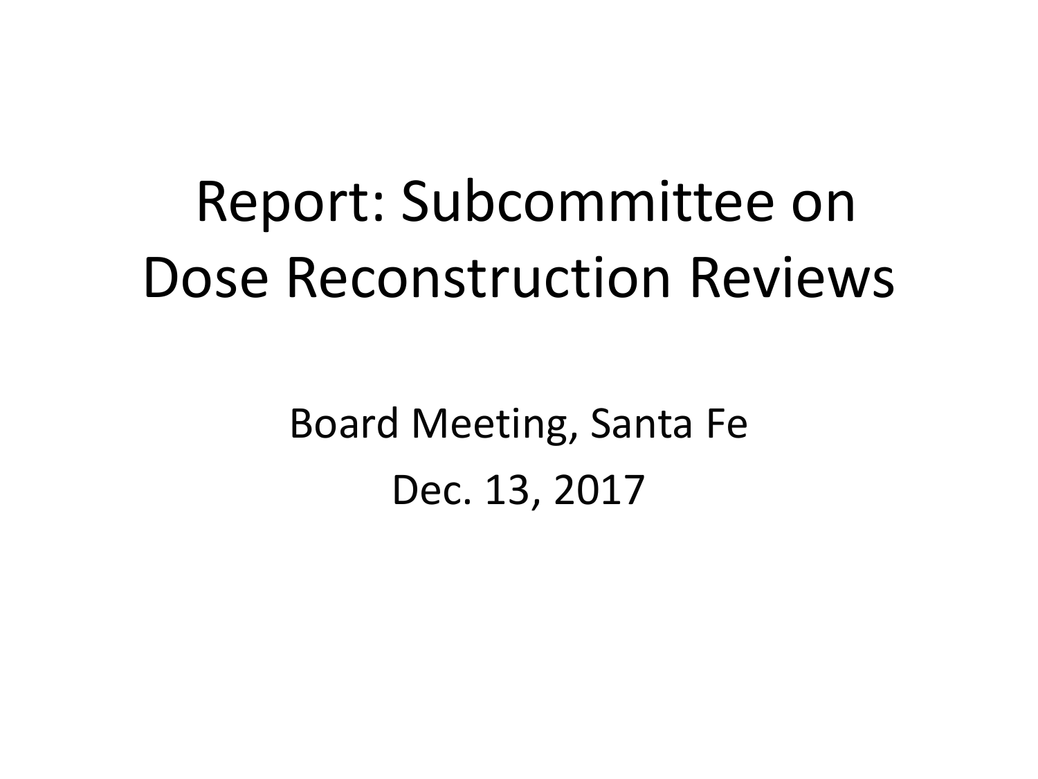# Report: Subcommittee on Dose Reconstruction Reviews

Board Meeting, Santa Fe

Dec. 13, 2017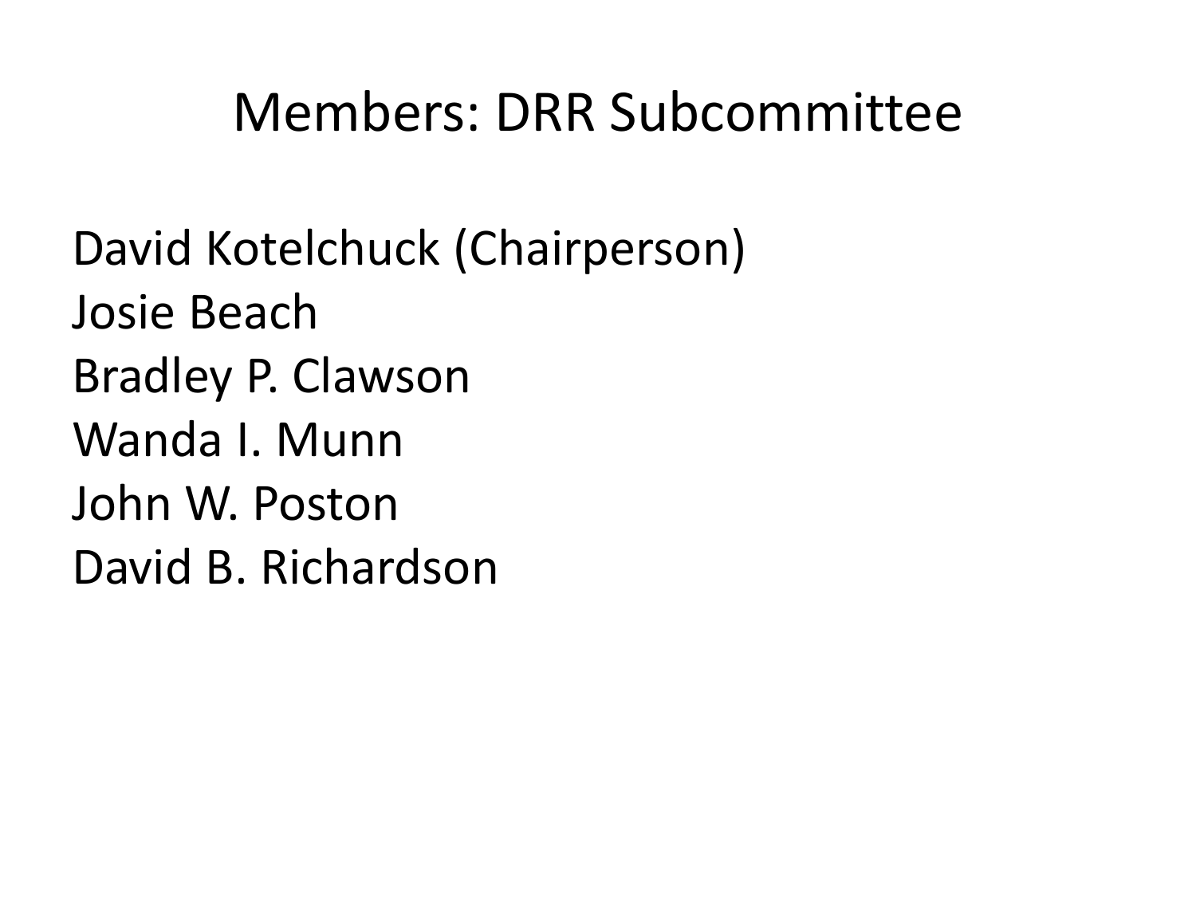# Members: DRR Subcommittee

David Kotelchuck (Chairperson)
Josie Beach
Bradley P. Clawson
Wanda I. Munn
John W. Poston
David B. Richardson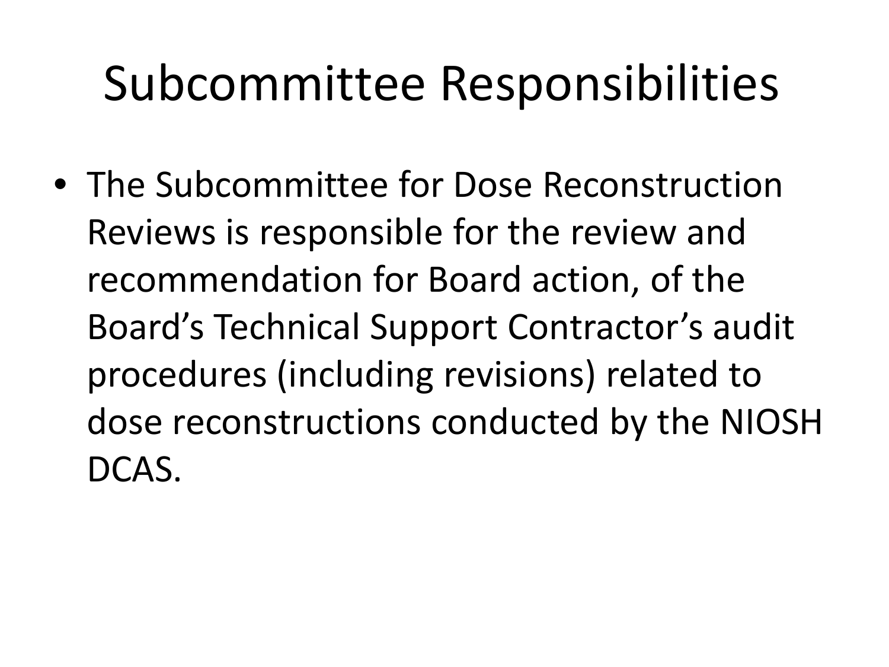# Subcommittee Responsibilities

- The Subcommittee for Dose Reconstruction Reviews is responsible for the review and recommendation for Board action, of the Board's Technical Support Contractor's audit procedures (including revisions) related to dose reconstructions conducted by the NIOSH DCAS.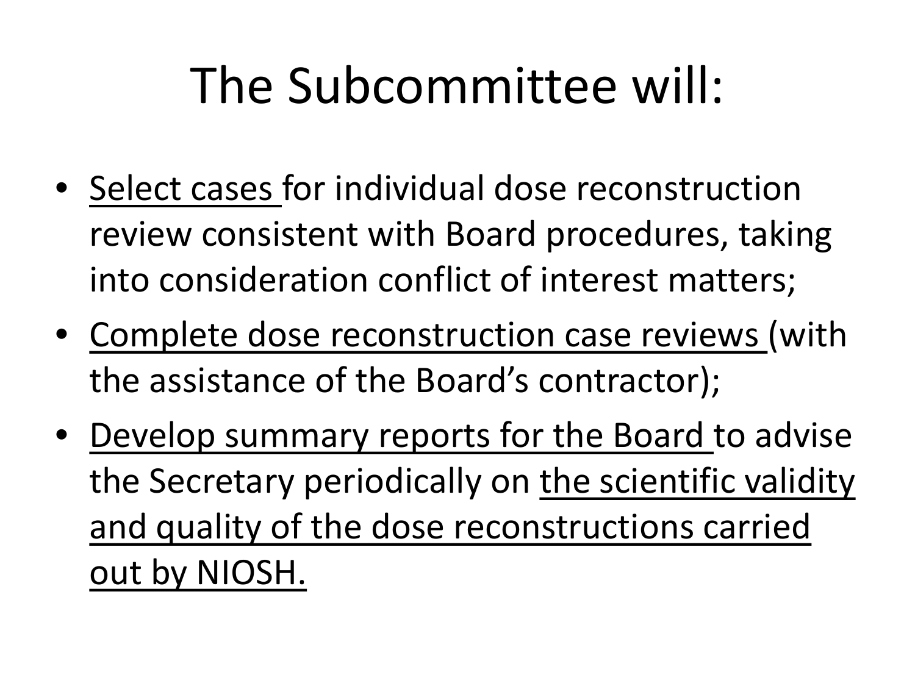# The Subcommittee will:

- <u>Select cases</u> for individual dose reconstruction review consistent with Board procedures, taking into consideration conflict of interest matters;
- <u>Complete dose reconstruction case reviews</u> (with the assistance of the Board's contractor);
- <u>Develop summary reports for the Board</u> to advise the Secretary periodically on <u>the scientific validity and quality of the dose reconstructions carried out by NIOSH.</u>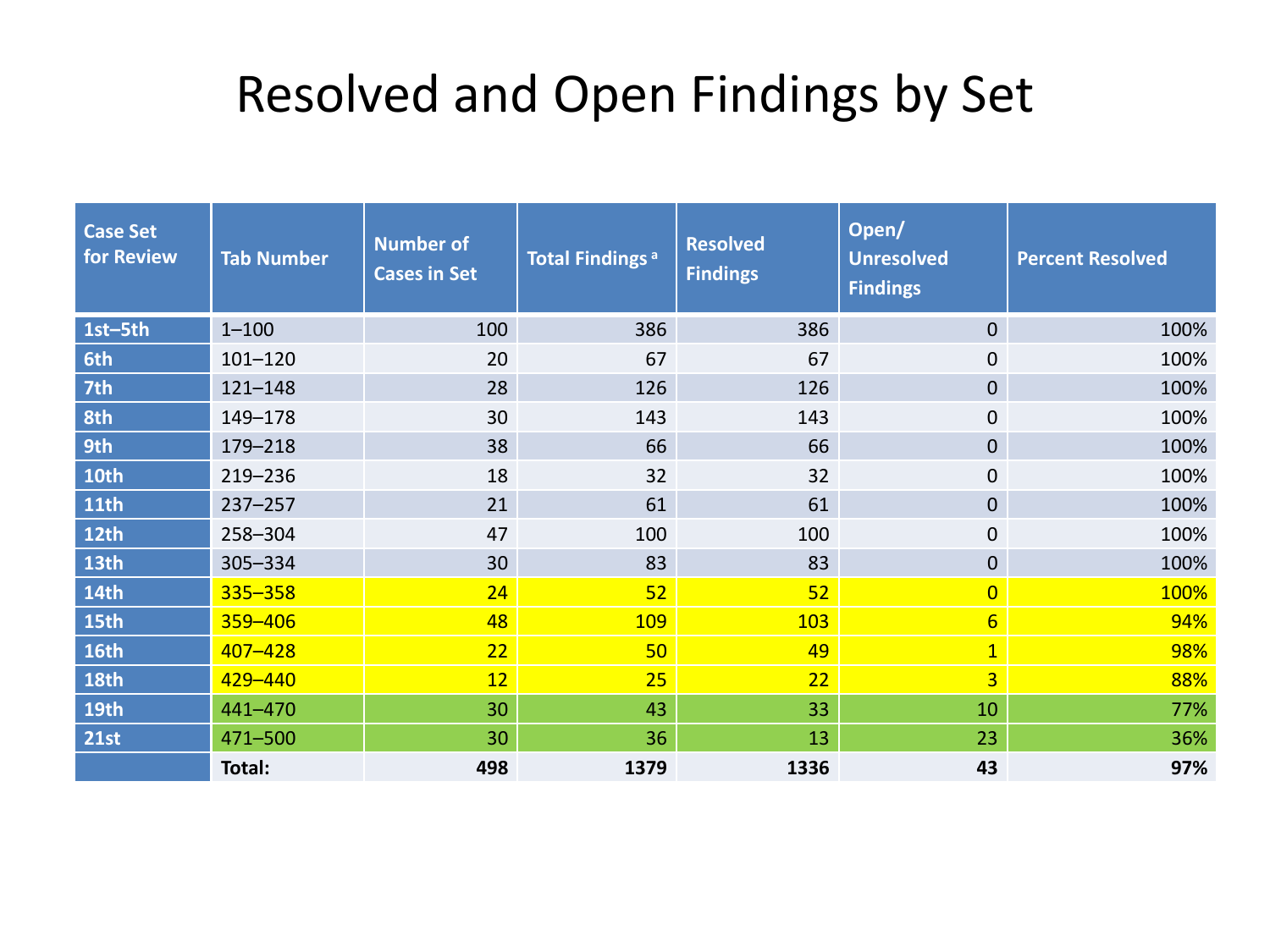# Resolved and Open Findings by Set

| Case Set for Review | Tab Number | Number of Cases in Set | Total Findings [a] | Resolved Findings | Open/ Unresolved Findings | Percent Resolved |
|---|---|---|---|---|---|---|
| 1st–5th | 1–100 | 100 | 386 | 386 | 0 | 100% |
| 6th | 101–120 | 20 | 67 | 67 | 0 | 100% |
| 7th | 121–148 | 28 | 126 | 126 | 0 | 100% |
| 8th | 149–178 | 30 | 143 | 143 | 0 | 100% |
| 9th | 179–218 | 38 | 66 | 66 | 0 | 100% |
| 10th | 219–236 | 18 | 32 | 32 | 0 | 100% |
| 11th | 237–257 | 21 | 61 | 61 | 0 | 100% |
| 12th | 258–304 | 47 | 100 | 100 | 0 | 100% |
| 13th | 305–334 | 30 | 83 | 83 | 0 | 100% |
| 14th | 335–358 | 24 | 52 | 52 | 0 | 100% |
| 15th | 359–406 | 48 | 109 | 103 | 6 | 94% |
| 16th | 407–428 | 22 | 50 | 49 | 1 | 98% |
| 18th | 429–440 | 12 | 25 | 22 | 3 | 88% |
| 19th | 441–470 | 30 | 43 | 33 | 10 | 77% |
| 21st | 471–500 | 30 | 36 | 13 | 23 | 36% |
| | **Total:** | **498** | **1379** | **1336** | **43** | **97%** |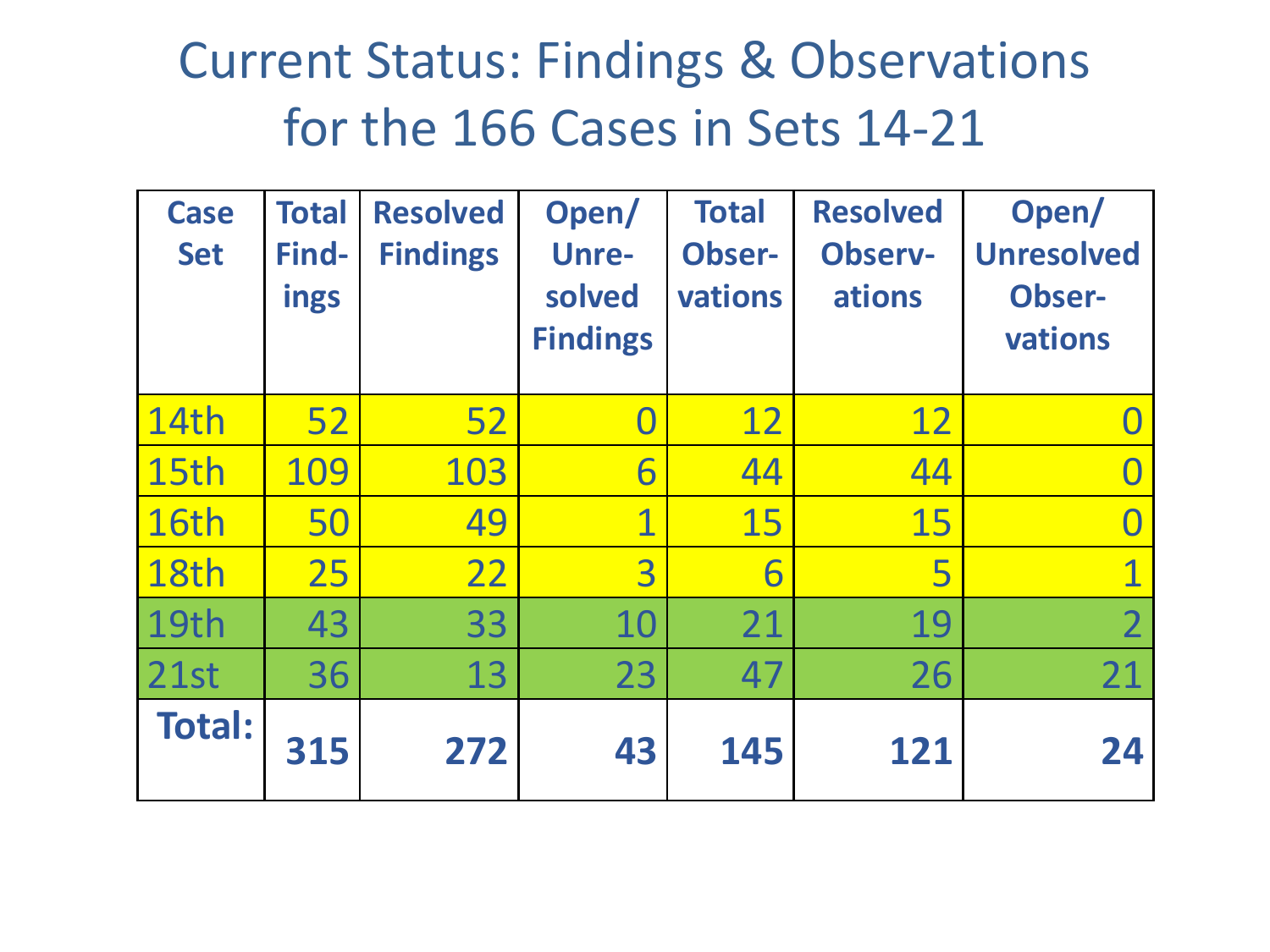# Current Status: Findings & Observations for the 166 Cases in Sets 14-21

| Case Set | Total Findings | Resolved Findings | Open/ Unresolved Findings | Total Observations | Resolved Observations | Open/ Unresolved Observations |
|---|---|---|---|---|---|---|
| 14th | 52 | 52 | 0 | 12 | 12 | 0 |
| 15th | 109 | 103 | 6 | 44 | 44 | 0 |
| 16th | 50 | 49 | 1 | 15 | 15 | 0 |
| 18th | 25 | 22 | 3 | 6 | 5 | 1 |
| 19th | 43 | 33 | 10 | 21 | 19 | 2 |
| 21st | 36 | 13 | 23 | 47 | 26 | 21 |
| **Total:** | **315** | **272** | **43** | **145** | **121** | **24** |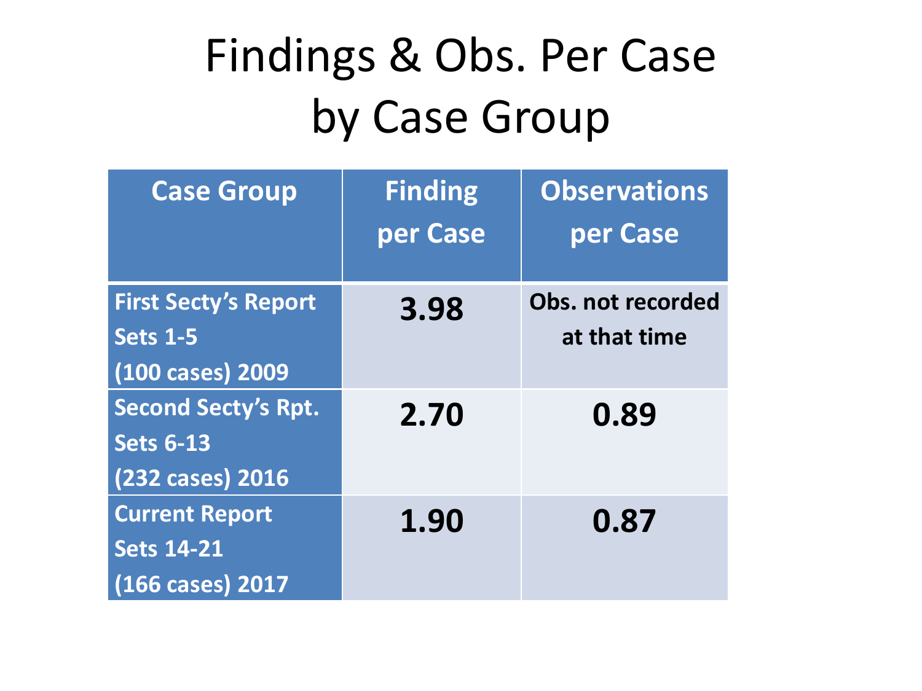# Findings & Obs. Per Case by Case Group

| Case Group | Finding per Case | Observations per Case |
|---|---|---|
| **First Secty's Report Sets 1-5 (100 cases) 2009** | **3.98** | **Obs. not recorded at that time** |
| **Second Secty's Rpt. Sets 6-13 (232 cases) 2016** | **2.70** | **0.89** |
| **Current Report Sets 14-21 (166 cases) 2017** | **1.90** | **0.87** |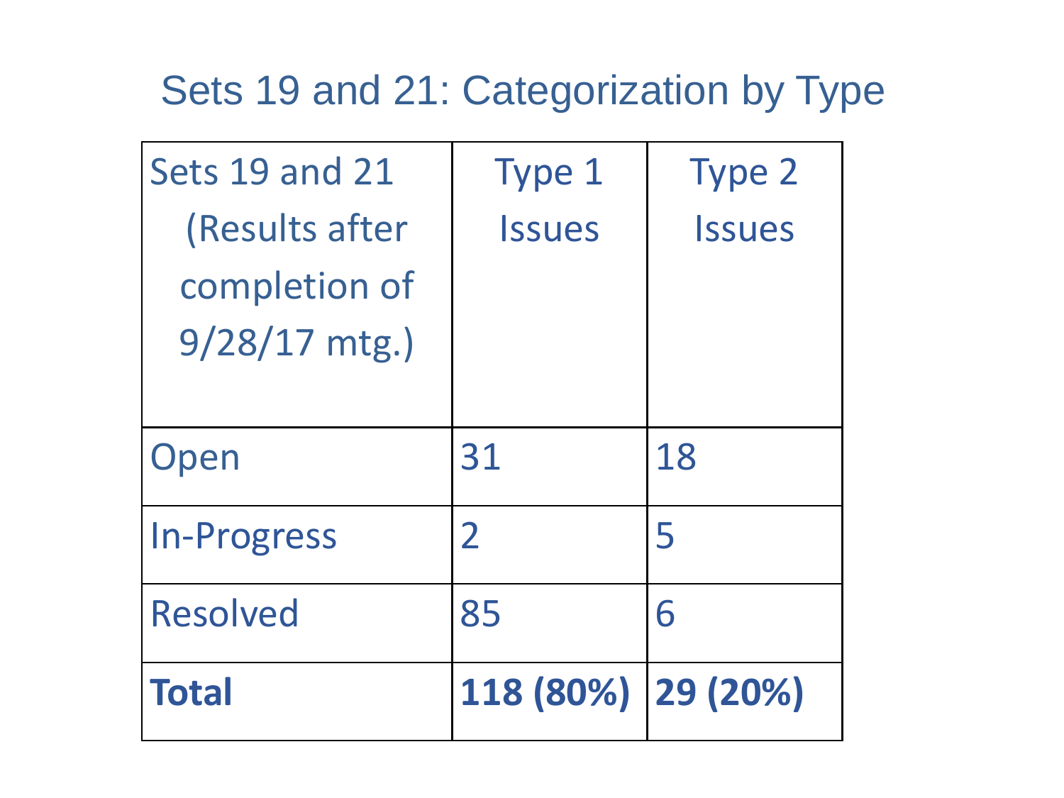# Sets 19 and 21: Categorization by Type

| Sets 19 and 21 (Results after completion of 9/28/17 mtg.) | Type 1 Issues | Type 2 Issues |
|---|---|---|
| Open | 31 | 18 |
| In-Progress | 2 | 5 |
| Resolved | 85 | 6 |
| **Total** | **118 (80%)** | **29 (20%)** |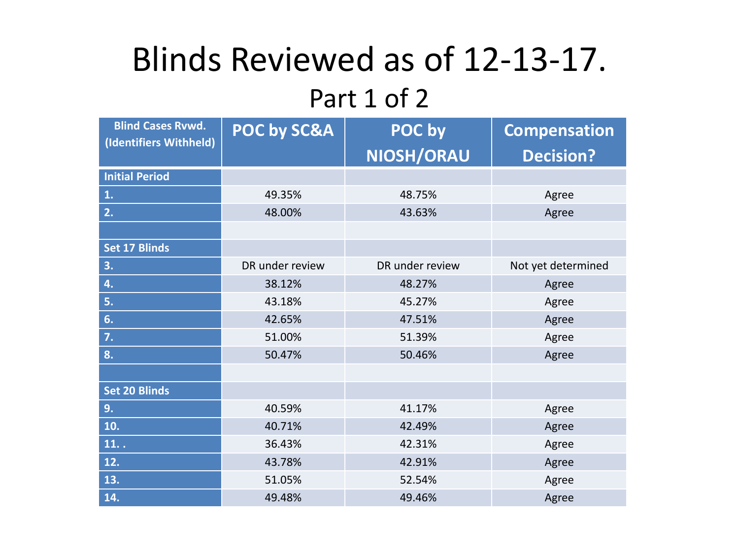# Blinds Reviewed as of 12-13-17.

## Part 1 of 2

| Blind Cases Rvwd. (Identifiers Withheld) | POC by SC&A | POC by NIOSH/ORAU | Compensation Decision? |
|---|---|---|---|
| **Initial Period** | | | |
| **1.** | 49.35% | 48.75% | Agree |
| **2.** | 48.00% | 43.63% | Agree |
| | | | |
| **Set 17 Blinds** | | | |
| **3.** | DR under review | DR under review | Not yet determined |
| **4.** | 38.12% | 48.27% | Agree |
| **5.** | 43.18% | 45.27% | Agree |
| **6.** | 42.65% | 47.51% | Agree |
| **7.** | 51.00% | 51.39% | Agree |
| **8.** | 50.47% | 50.46% | Agree |
| | | | |
| **Set 20 Blinds** | | | |
| **9.** | 40.59% | 41.17% | Agree |
| **10.** | 40.71% | 42.49% | Agree |
| **11. .** | 36.43% | 42.31% | Agree |
| **12.** | 43.78% | 42.91% | Agree |
| **13.** | 51.05% | 52.54% | Agree |
| **14.** | 49.48% | 49.46% | Agree |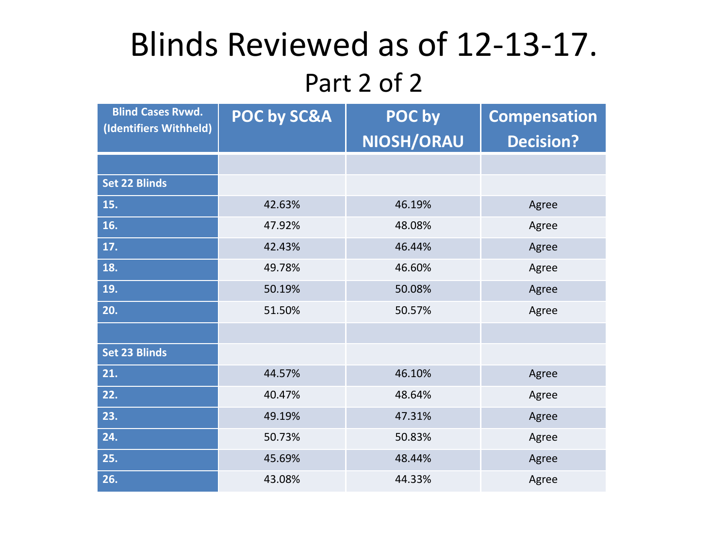# Blinds Reviewed as of 12-13-17.

## Part 2 of 2

| Blind Cases Rvwd. (Identifiers Withheld) | POC by SC&A | POC by NIOSH/ORAU | Compensation Decision? |
|---|---|---|---|
| | | | |
| **Set 22 Blinds** | | | |
| **15.** | 42.63% | 46.19% | Agree |
| **16.** | 47.92% | 48.08% | Agree |
| **17.** | 42.43% | 46.44% | Agree |
| **18.** | 49.78% | 46.60% | Agree |
| **19.** | 50.19% | 50.08% | Agree |
| **20.** | 51.50% | 50.57% | Agree |
| | | | |
| **Set 23 Blinds** | | | |
| **21.** | 44.57% | 46.10% | Agree |
| **22.** | 40.47% | 48.64% | Agree |
| **23.** | 49.19% | 47.31% | Agree |
| **24.** | 50.73% | 50.83% | Agree |
| **25.** | 45.69% | 48.44% | Agree |
| **26.** | 43.08% | 44.33% | Agree |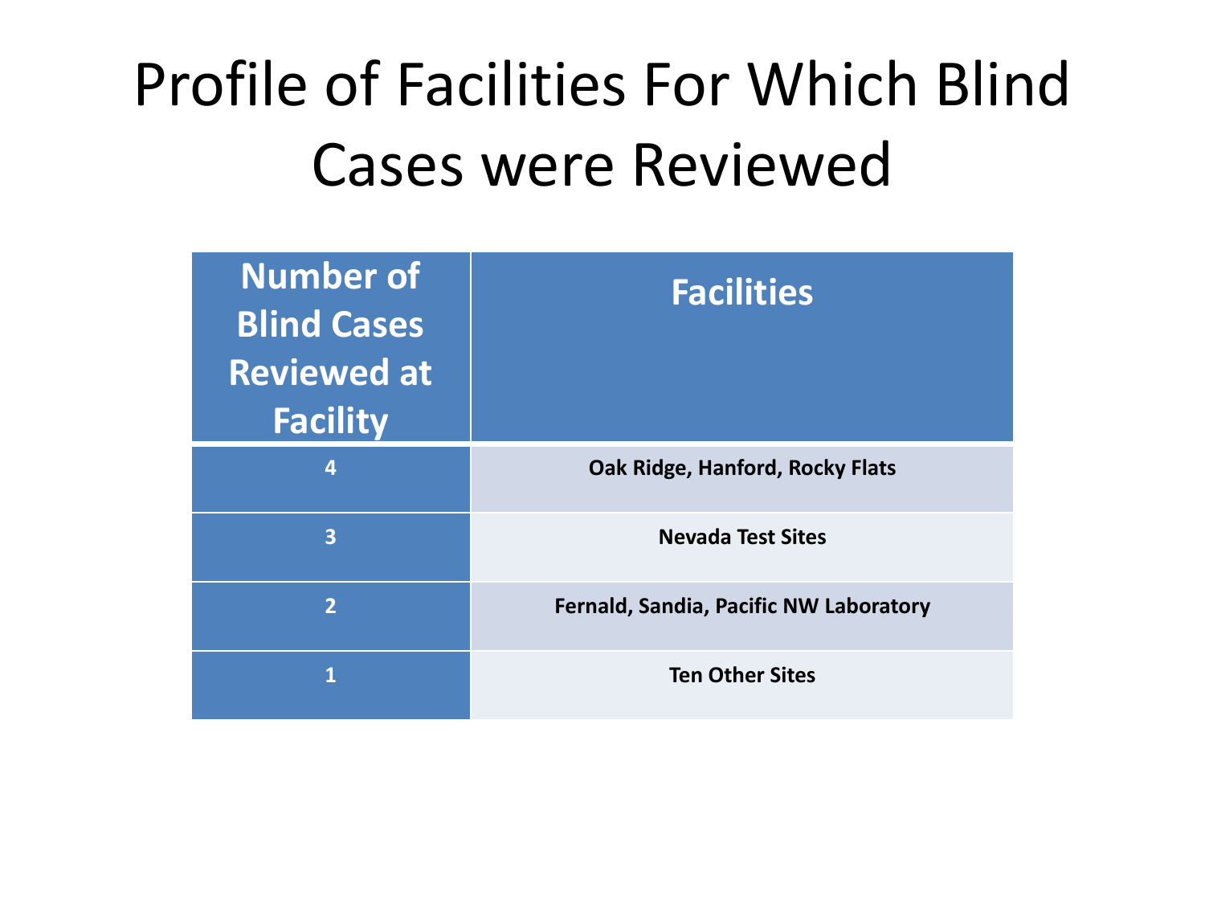# Profile of Facilities For Which Blind Cases were Reviewed

| Number of Blind Cases Reviewed at Facility | Facilities |
|---|---|
| 4 | Oak Ridge, Hanford, Rocky Flats |
| 3 | Nevada Test Sites |
| 2 | Fernald, Sandia, Pacific NW Laboratory |
| 1 | Ten Other Sites |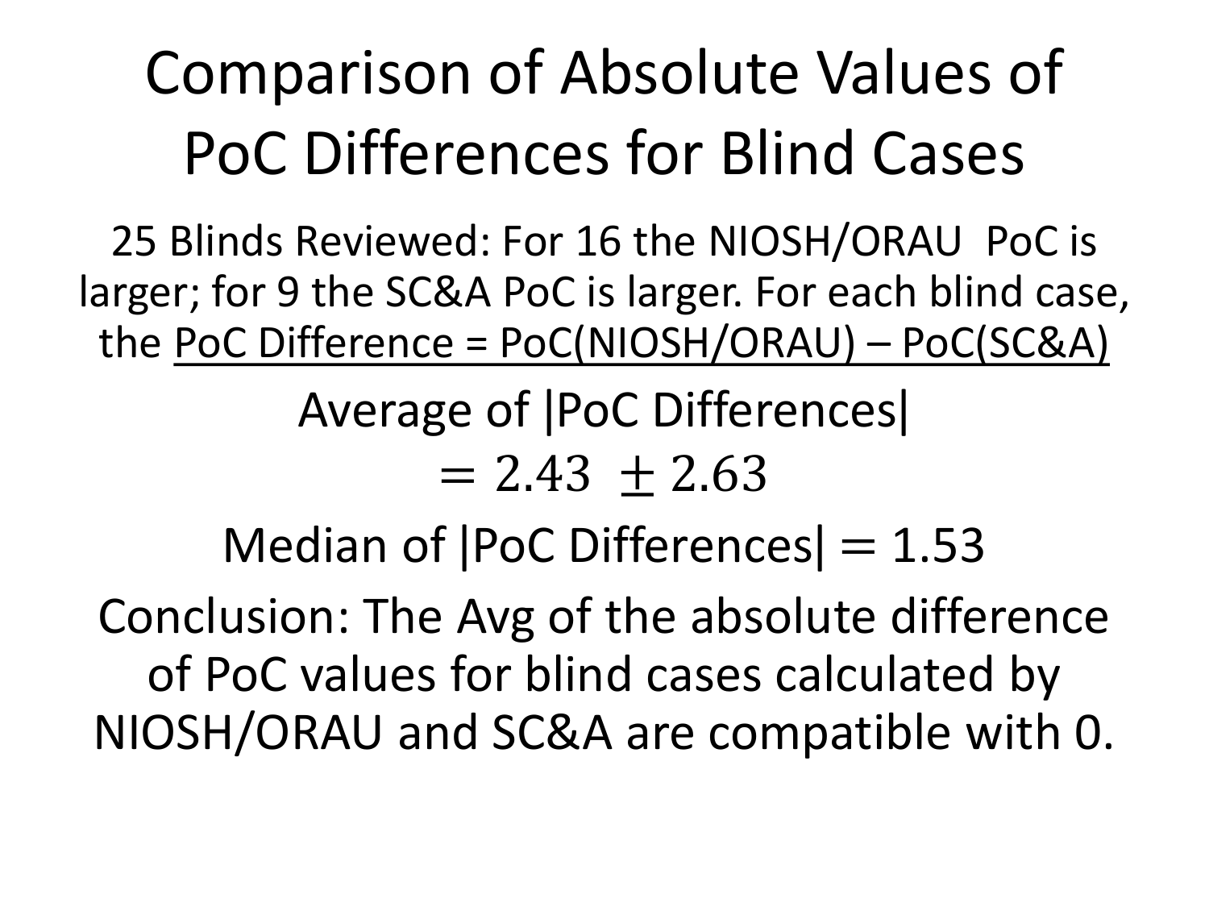# Comparison of Absolute Values of PoC Differences for Blind Cases

25 Blinds Reviewed: For 16 the NIOSH/ORAU PoC is larger; for 9 the SC&A PoC is larger. For each blind case, the <u>PoC Difference = PoC(NIOSH/ORAU) – PoC(SC&A)</u>

Average of |PoC Differences|

$$= 2.43 \pm 2.63$$

Median of |PoC Differences| $= 1.53$

Conclusion: The Avg of the absolute difference of PoC values for blind cases calculated by NIOSH/ORAU and SC&A are compatible with 0.